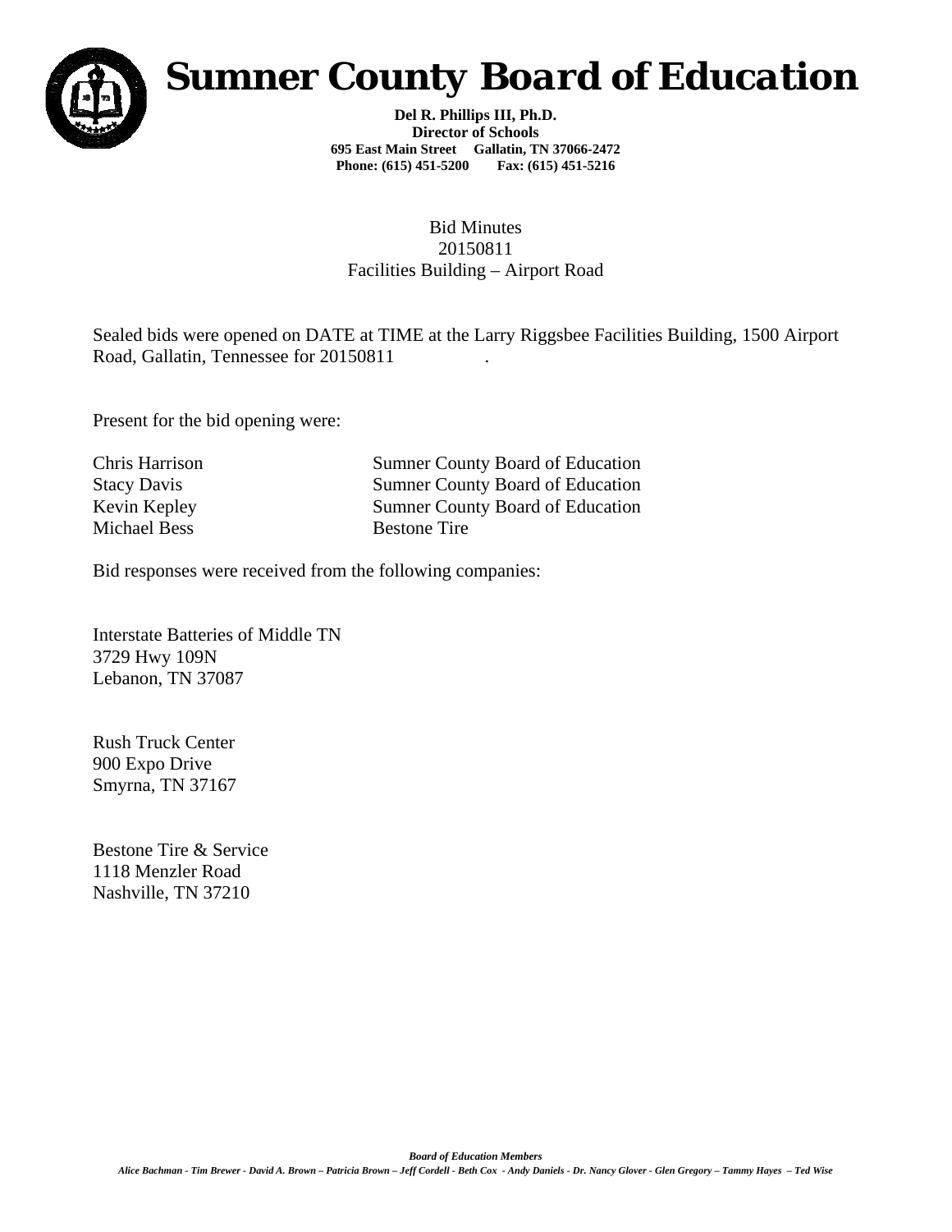# Sumner County Board of Education

**Del R. Phillips III, Ph.D.**
**Director of Schools**
**695 East Main Street Gallatin, TN 37066-2472**
**Phone: (615) 451-5200 Fax: (615) 451-5216**

Bid Minutes
20150811
Facilities Building – Airport Road

Sealed bids were opened on DATE at TIME at the Larry Riggsbee Facilities Building, 1500 Airport Road, Gallatin, Tennessee for 20150811 .

Present for the bid opening were:

| | |
|---|---|
| Chris Harrison | Sumner County Board of Education |
| Stacy Davis | Sumner County Board of Education |
| Kevin Kepley | Sumner County Board of Education |
| Michael Bess | Bestone Tire |

Bid responses were received from the following companies:

Interstate Batteries of Middle TN
3729 Hwy 109N
Lebanon, TN 37087

Rush Truck Center
900 Expo Drive
Smyrna, TN 37167

Bestone Tire & Service
1118 Menzler Road
Nashville, TN 37210

***Board of Education Members***
***Alice Bachman - Tim Brewer - David A. Brown – Patricia Brown – Jeff Cordell - Beth Cox - Andy Daniels - Dr. Nancy Glover - Glen Gregory – Tammy Hayes – Ted Wise***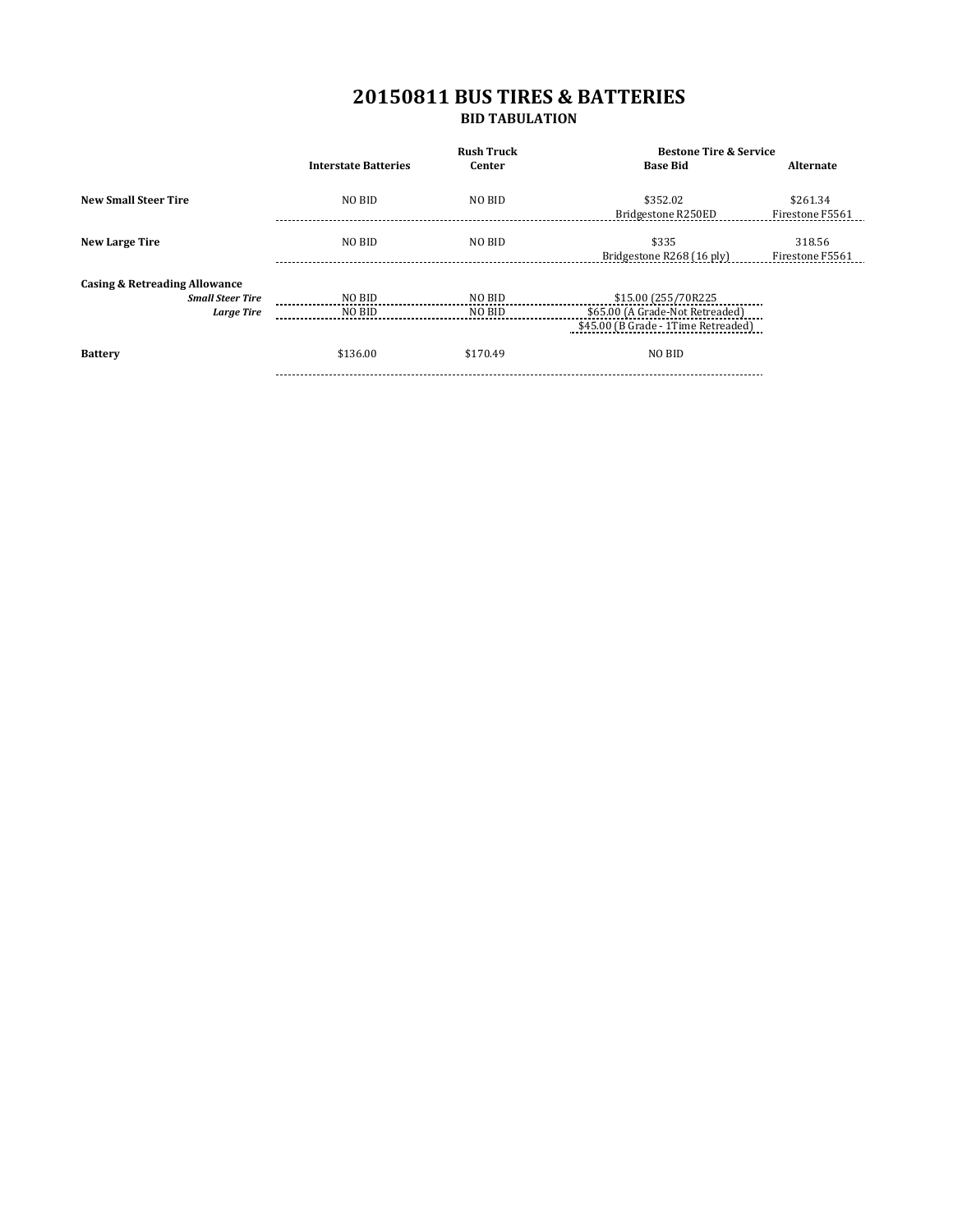# 20150811 BUS TIRES & BATTERIES

## BID TABULATION

| | Interstate Batteries | Rush Truck Center | Bestone Tire & Service Base Bid | Alternate |
|---|---|---|---|---|
| **New Small Steer Tire** | NO BID | NO BID | $352.02 Bridgestone R250ED | $261.34 Firestone F5561 |
| **New Large Tire** | NO BID | NO BID | $335 Bridgestone R268 (16 ply) | 318.56 Firestone F5561 |
| **Casing & Retreading Allowance** | | | | |
| ***Small Steer Tire*** | NO BID | NO BID | $15.00 (255/70R225 | |
| ***Large Tire*** | NO BID | NO BID | $65.00 (A Grade-Not Retreaded) $45.00 (B Grade - 1Time Retreaded) | |
| **Battery** | $136.00 | $170.49 | NO BID | |